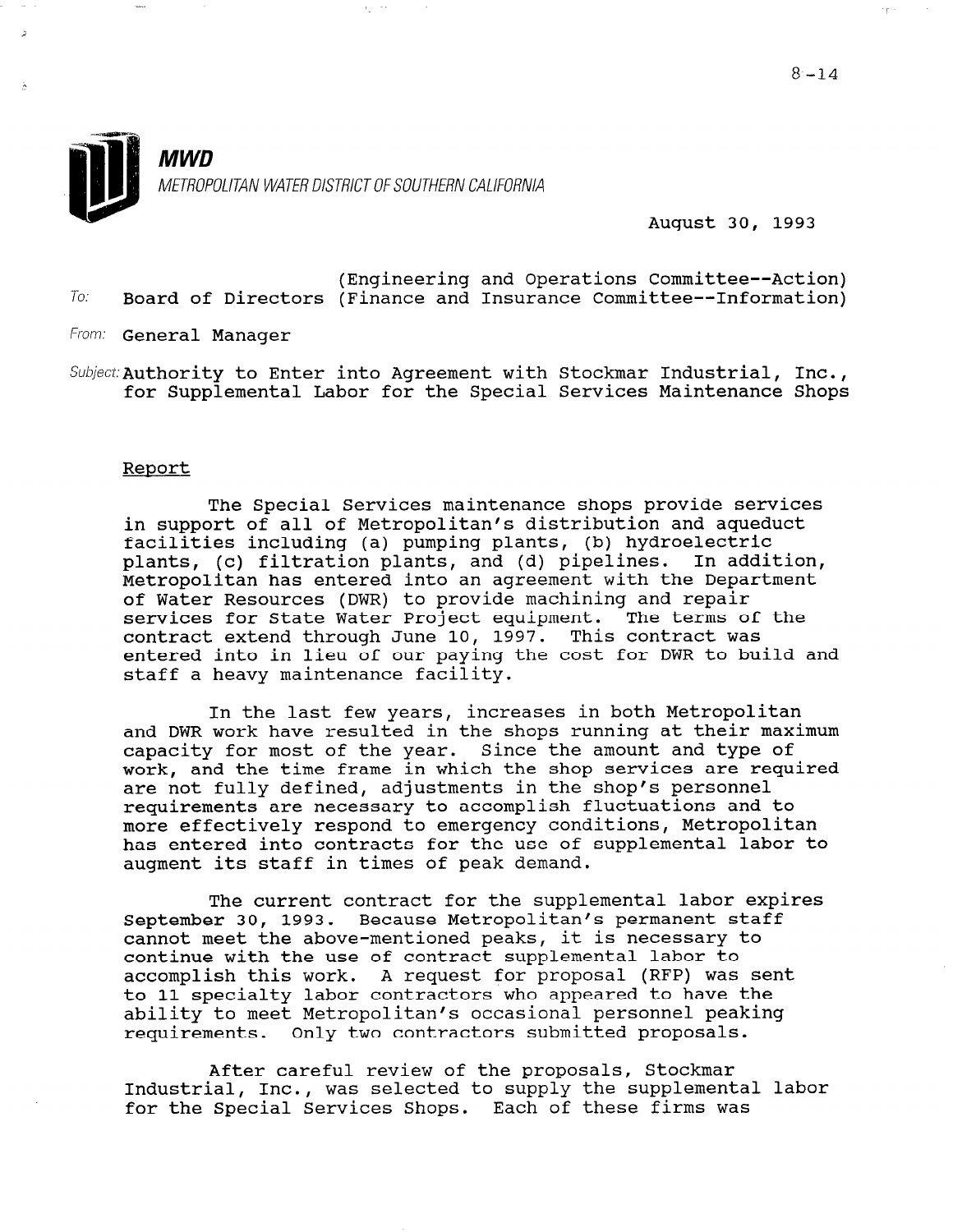8-14

**MWD**
*METROPOLITAN WATER DISTRICT OF SOUTHERN CALIFORNIA*

August 30, 1993

To: Board of Directors (Engineering and Operations Committee--Action)
(Finance and Insurance Committee--Information)

From: General Manager

Subject: Authority to Enter into Agreement with Stockmar Industrial, Inc., for Supplemental Labor for the Special Services Maintenance Shops

## Report

The Special Services maintenance shops provide services in support of all of Metropolitan's distribution and aqueduct facilities including (a) pumping plants, (b) hydroelectric plants, (c) filtration plants, and (d) pipelines. In addition, Metropolitan has entered into an agreement with the Department of Water Resources (DWR) to provide machining and repair services for State Water Project equipment. The terms of the contract extend through June 10, 1997. This contract was entered into in lieu of our paying the cost for DWR to build and staff a heavy maintenance facility.

In the last few years, increases in both Metropolitan and DWR work have resulted in the shops running at their maximum capacity for most of the year. Since the amount and type of work, and the time frame in which the shop services are required are not fully defined, adjustments in the shop's personnel requirements are necessary to accomplish fluctuations and to more effectively respond to emergency conditions, Metropolitan has entered into contracts for the use of supplemental labor to augment its staff in times of peak demand.

The current contract for the supplemental labor expires September 30, 1993. Because Metropolitan's permanent staff cannot meet the above-mentioned peaks, it is necessary to continue with the use of contract supplemental labor to accomplish this work. A request for proposal (RFP) was sent to 11 specialty labor contractors who appeared to have the ability to meet Metropolitan's occasional personnel peaking requirements. Only two contractors submitted proposals.

After careful review of the proposals, Stockmar Industrial, Inc., was selected to supply the supplemental labor for the Special Services Shops. Each of these firms was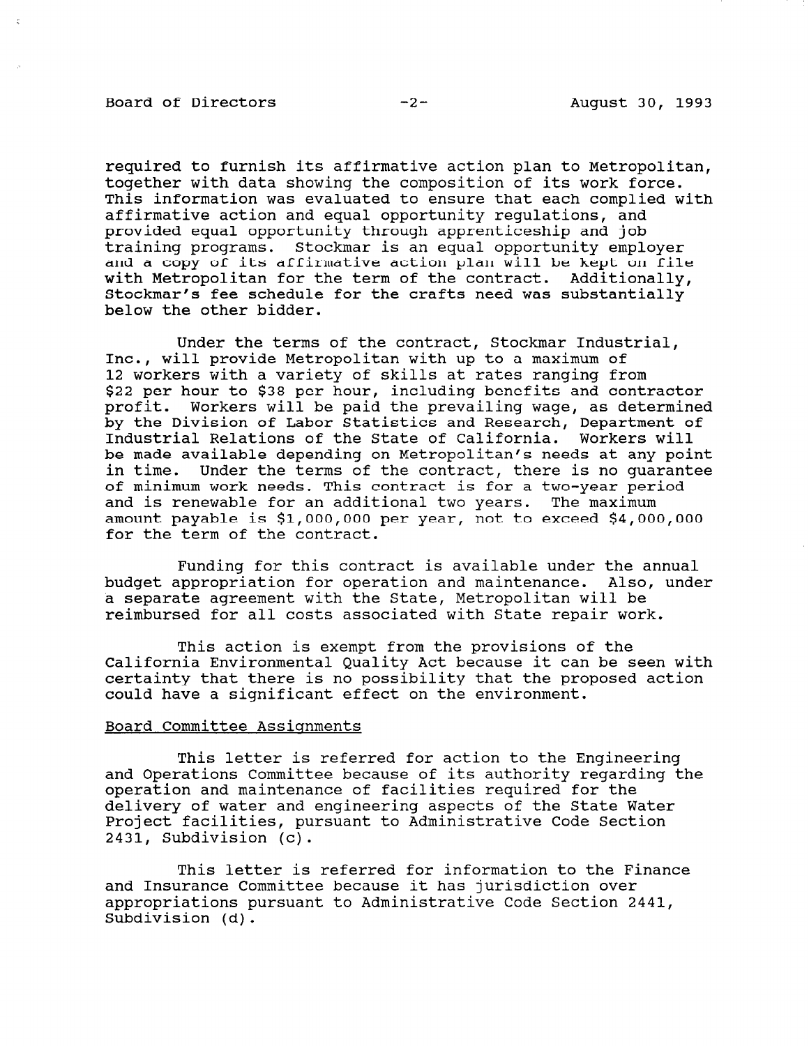required to furnish its affirmative action plan to Metropolitan, together with data showing the composition of its work force. This information was evaluated to ensure that each complied with affirmative action and equal opportunity regulations, and provided equal opportunity through apprenticeship and job training programs. Stockmar is an equal opportunity employer and a copy of its affirmative action plan will be kept on file with Metropolitan for the term of the contract. Additionally, Stockmar's fee schedule for the crafts need was substantially below the other bidder.

Under the terms of the contract, Stockmar Industrial, Inc., will provide Metropolitan with up to a maximum of 12 workers with a variety of skills at rates ranging from $22 per hour to $38 per hour, including benefits and contractor profit. Workers will be paid the prevailing wage, as determined by the Division of Labor Statistics and Research, Department of Industrial Relations of the State of California. Workers will be made available depending on Metropolitan's needs at any point in time. Under the terms of the contract, there is no guarantee of minimum work needs. This contract is for a two-year period and is renewable for an additional two years. The maximum amount payable is $1,000,000 per year, not to exceed $4,000,000 for the term of the contract.

Funding for this contract is available under the annual budget appropriation for operation and maintenance. Also, under a separate agreement with the State, Metropolitan will be reimbursed for all costs associated with State repair work.

This action is exempt from the provisions of the California Environmental Quality Act because it can be seen with certainty that there is no possibility that the proposed action could have a significant effect on the environment.

## Board Committee Assignments

This letter is referred for action to the Engineering and Operations Committee because of its authority regarding the operation and maintenance of facilities required for the delivery of water and engineering aspects of the State Water Project facilities, pursuant to Administrative Code Section 2431, Subdivision (c).

This letter is referred for information to the Finance and Insurance Committee because it has jurisdiction over appropriations pursuant to Administrative Code Section 2441, Subdivision (d).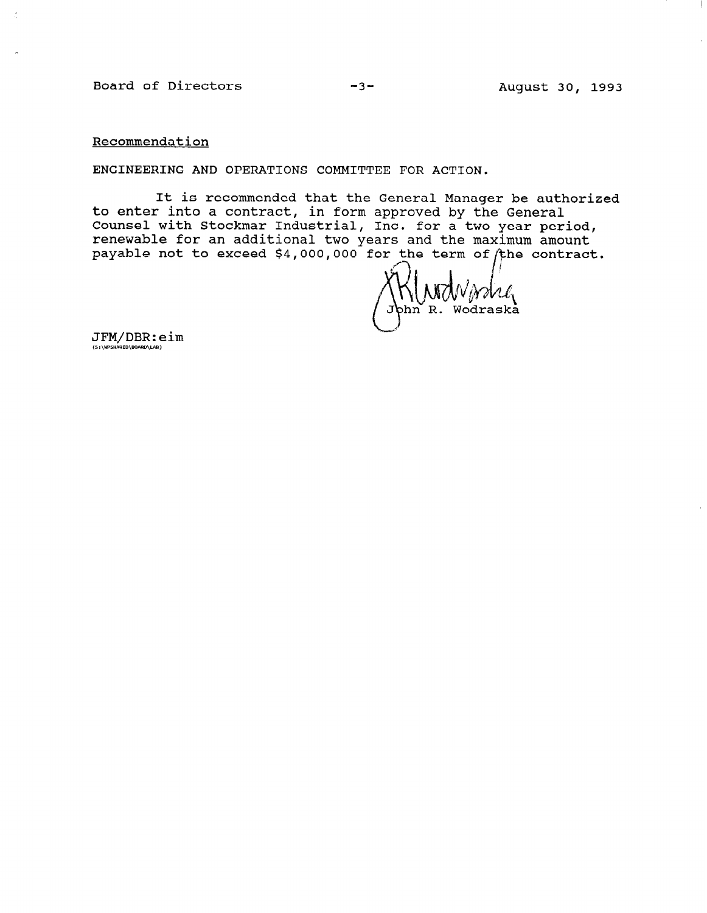Recommendation

ENGINEERING AND OPERATIONS COMMITTEE FOR ACTION.

It is recommended that the General Manager be authorized to enter into a contract, in form approved by the General Counsel with Stockmar Industrial, Inc. for a two year period, renewable for an additional two years and the maximum amount payable not to exceed $4,000,000 for the term of the contract.

John R. Wodraska

JFM/DBR:eim
(S:\WPSHARED\BOARD\LAB)